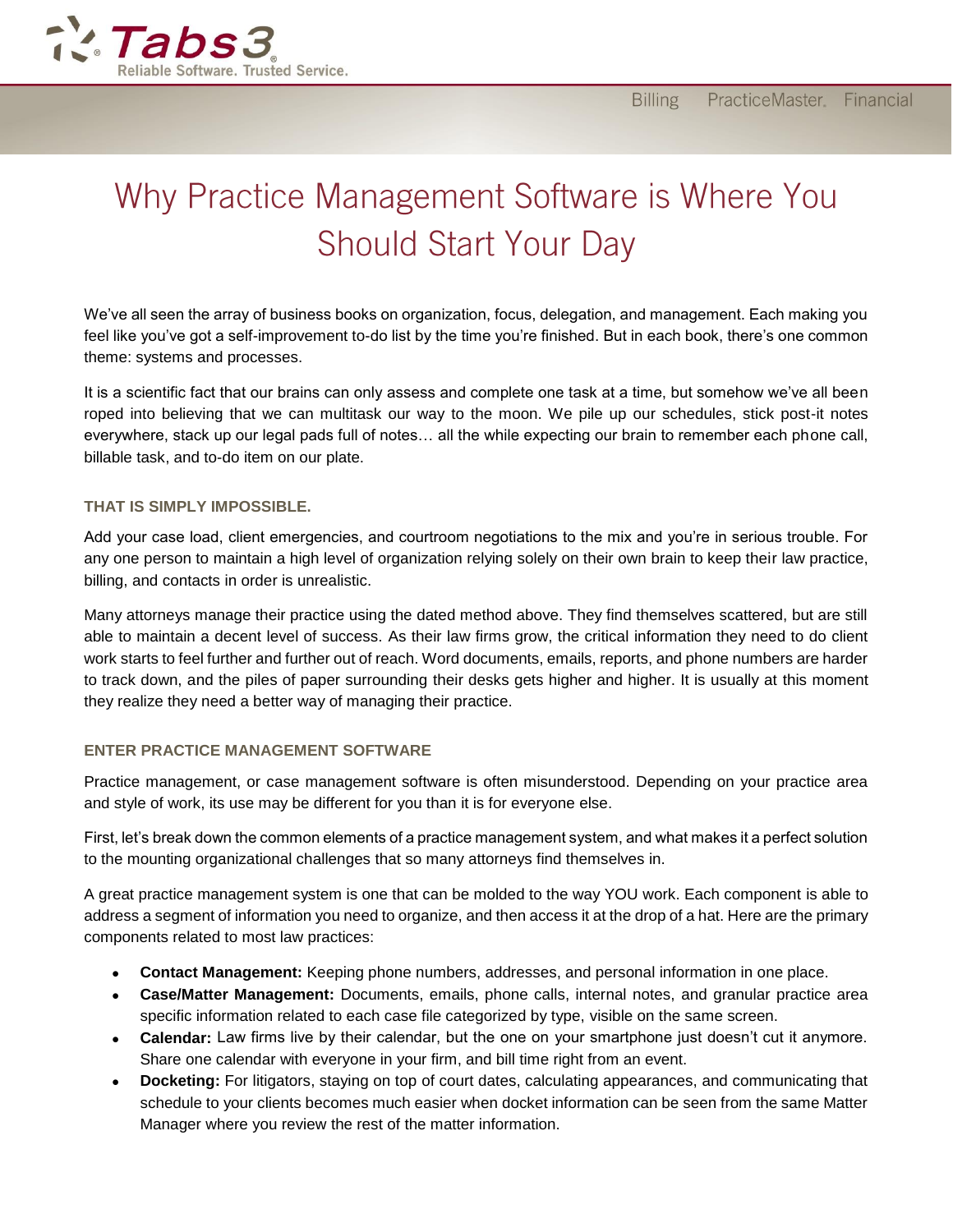# Why Practice Management Software is Where You Should Start Your Day

We've all seen the array of business books on organization, focus, delegation, and management. Each making you feel like you've got a self-improvement to-do list by the time you're finished. But in each book, there's one common theme: systems and processes.

It is a scientific fact that our brains can only assess and complete one task at a time, but somehow we've all been roped into believing that we can multitask our way to the moon. We pile up our schedules, stick post-it notes everywhere, stack up our legal pads full of notes… all the while expecting our brain to remember each phone call, billable task, and to-do item on our plate.

### THAT IS SIMPLY IMPOSSIBLE.

Add your case load, client emergencies, and courtroom negotiations to the mix and you're in serious trouble. For any one person to maintain a high level of organization relying solely on their own brain to keep their law practice, billing, and contacts in order is unrealistic.

Many attorneys manage their practice using the dated method above. They find themselves scattered, but are still able to maintain a decent level of success. As their law firms grow, the critical information they need to do client work starts to feel further and further out of reach. Word documents, emails, reports, and phone numbers are harder to track down, and the piles of paper surrounding their desks gets higher and higher. It is usually at this moment they realize they need a better way of managing their practice.

### ENTER PRACTICE MANAGEMENT SOFTWARE

Practice management, or case management software is often misunderstood. Depending on your practice area and style of work, its use may be different for you than it is for everyone else.

First, let's break down the common elements of a practice management system, and what makes it a perfect solution to the mounting organizational challenges that so many attorneys find themselves in.

A great practice management system is one that can be molded to the way YOU work. Each component is able to address a segment of information you need to organize, and then access it at the drop of a hat. Here are the primary components related to most law practices:

- **Contact Management:** Keeping phone numbers, addresses, and personal information in one place.
- **Case/Matter Management:** Documents, emails, phone calls, internal notes, and granular practice area specific information related to each case file categorized by type, visible on the same screen.
- **Calendar:** Law firms live by their calendar, but the one on your smartphone just doesn't cut it anymore. Share one calendar with everyone in your firm, and bill time right from an event.
- **Docketing:** For litigators, staying on top of court dates, calculating appearances, and communicating that schedule to your clients becomes much easier when docket information can be seen from the same Matter Manager where you review the rest of the matter information.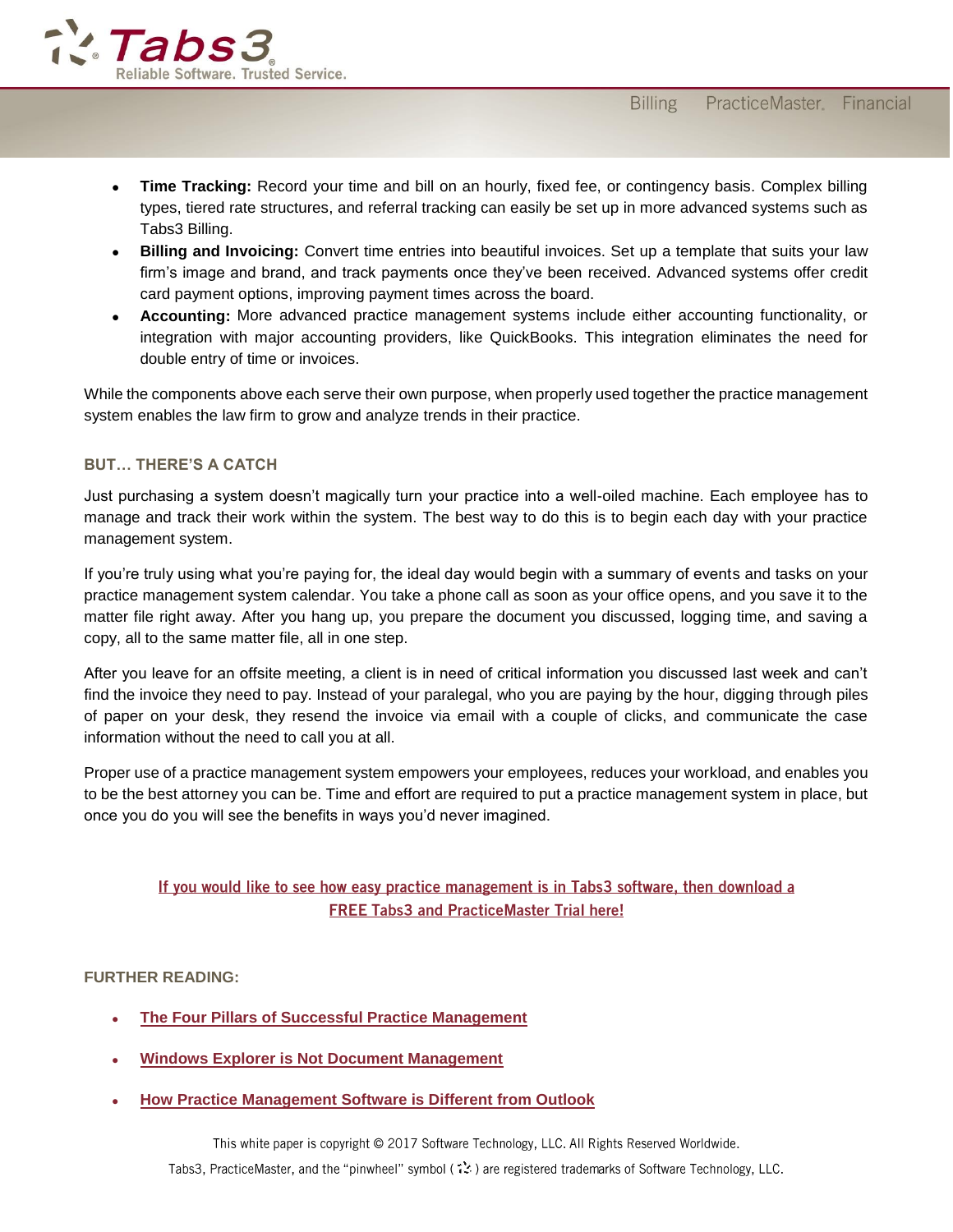- **Time Tracking:** Record your time and bill on an hourly, fixed fee, or contingency basis. Complex billing types, tiered rate structures, and referral tracking can easily be set up in more advanced systems such as Tabs3 Billing.
- **Billing and Invoicing:** Convert time entries into beautiful invoices. Set up a template that suits your law firm's image and brand, and track payments once they've been received. Advanced systems offer credit card payment options, improving payment times across the board.
- **Accounting:** More advanced practice management systems include either accounting functionality, or integration with major accounting providers, like QuickBooks. This integration eliminates the need for double entry of time or invoices.

While the components above each serve their own purpose, when properly used together the practice management system enables the law firm to grow and analyze trends in their practice.

### BUT… THERE'S A CATCH

Just purchasing a system doesn't magically turn your practice into a well-oiled machine. Each employee has to manage and track their work within the system. The best way to do this is to begin each day with your practice management system.

If you're truly using what you're paying for, the ideal day would begin with a summary of events and tasks on your practice management system calendar. You take a phone call as soon as your office opens, and you save it to the matter file right away. After you hang up, you prepare the document you discussed, logging time, and saving a copy, all to the same matter file, all in one step.

After you leave for an offsite meeting, a client is in need of critical information you discussed last week and can't find the invoice they need to pay. Instead of your paralegal, who you are paying by the hour, digging through piles of paper on your desk, they resend the invoice via email with a couple of clicks, and communicate the case information without the need to call you at all.

Proper use of a practice management system empowers your employees, reduces your workload, and enables you to be the best attorney you can be. Time and effort are required to put a practice management system in place, but once you do you will see the benefits in ways you'd never imagined.

If you would like to see how easy practice management is in Tabs3 software, then download a FREE Tabs3 and PracticeMaster Trial here!

### FURTHER READING:

- **The Four Pillars of Successful Practice Management**
- **Windows Explorer is Not Document Management**
- **How Practice Management Software is Different from Outlook**

This white paper is copyright © 2017 Software Technology, LLC. All Rights Reserved Worldwide.

Tabs3, PracticeMaster, and the "pinwheel" symbol ( ) are registered trademarks of Software Technology, LLC.